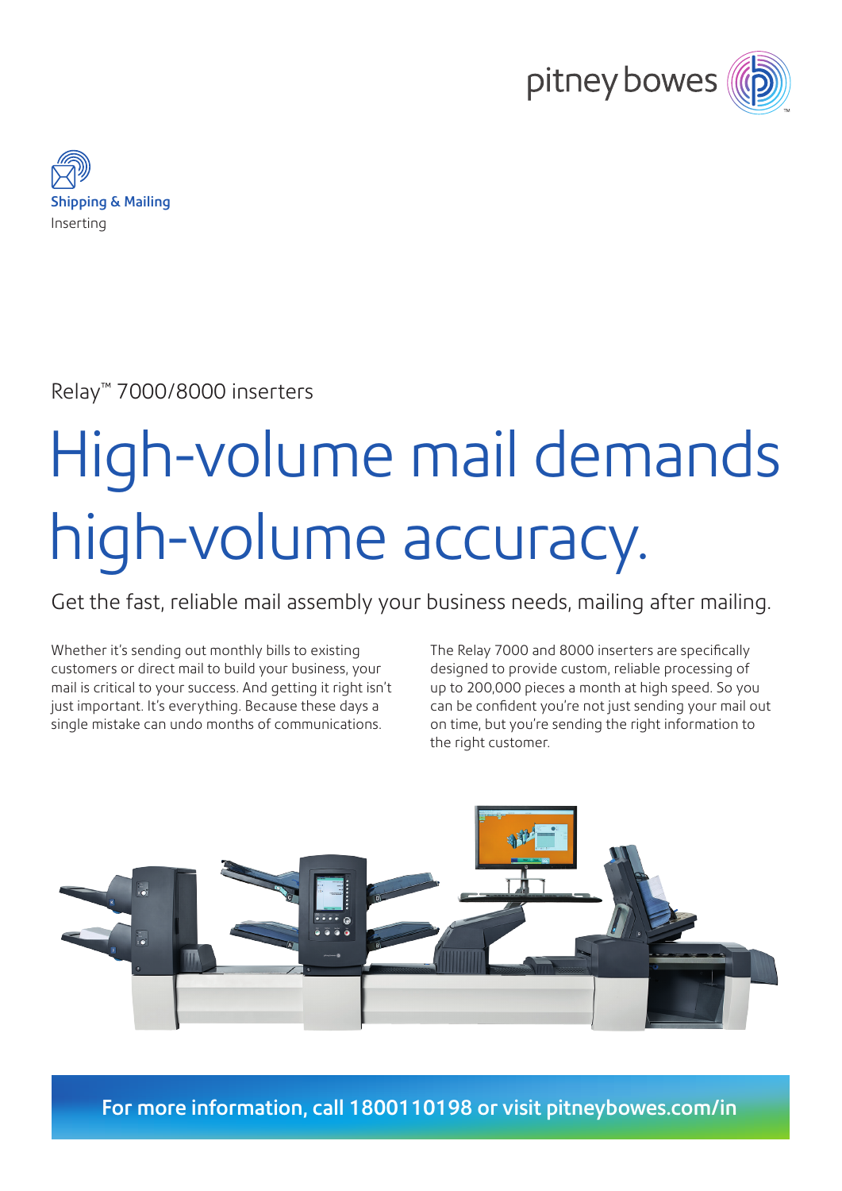Shipping & Mailing
Inserting

Relay™ 7000/8000 inserters

# High-volume mail demands high-volume accuracy.

Get the fast, reliable mail assembly your business needs, mailing after mailing.

Whether it's sending out monthly bills to existing customers or direct mail to build your business, your mail is critical to your success. And getting it right isn't just important. It's everything. Because these days a single mistake can undo months of communications.

The Relay 7000 and 8000 inserters are specifically designed to provide custom, reliable processing of up to 200,000 pieces a month at high speed. So you can be confident you're not just sending your mail out on time, but you're sending the right information to the right customer.

**For more information, call 1800110198 or visit pitneybowes.com/in**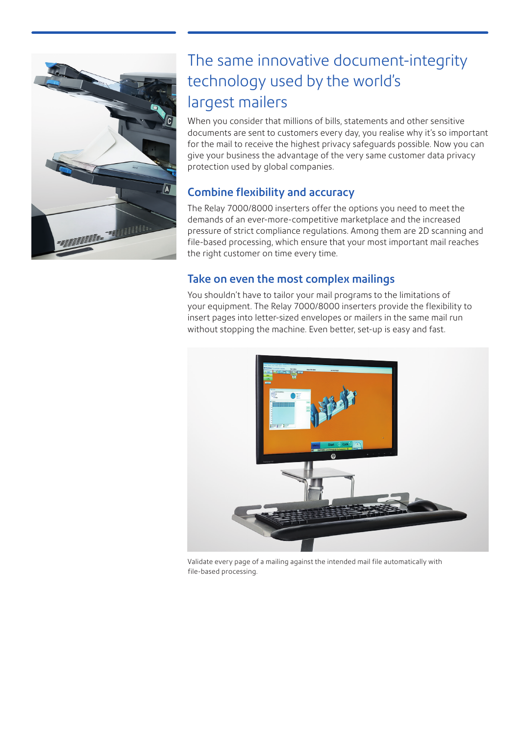# The same innovative document-integrity technology used by the world's largest mailers

When you consider that millions of bills, statements and other sensitive documents are sent to customers every day, you realise why it's so important for the mail to receive the highest privacy safeguards possible. Now you can give your business the advantage of the very same customer data privacy protection used by global companies.

## Combine flexibility and accuracy

The Relay 7000/8000 inserters offer the options you need to meet the demands of an ever-more-competitive marketplace and the increased pressure of strict compliance regulations. Among them are 2D scanning and file-based processing, which ensure that your most important mail reaches the right customer on time every time.

## Take on even the most complex mailings

You shouldn't have to tailor your mail programs to the limitations of your equipment. The Relay 7000/8000 inserters provide the flexibility to insert pages into letter-sized envelopes or mailers in the same mail run without stopping the machine. Even better, set-up is easy and fast.

Validate every page of a mailing against the intended mail file automatically with file-based processing.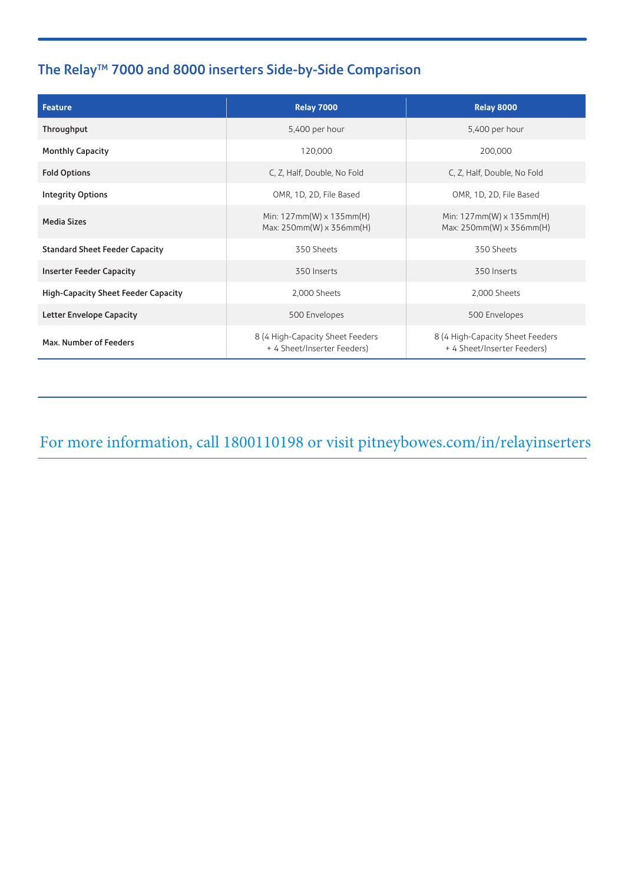## The Relay™ 7000 and 8000 inserters Side-by-Side Comparison

| Feature | Relay 7000 | Relay 8000 |
|---|---|---|
| Throughput | 5,400 per hour | 5,400 per hour |
| Monthly Capacity | 120,000 | 200,000 |
| Fold Options | C, Z, Half, Double, No Fold | C, Z, Half, Double, No Fold |
| Integrity Options | OMR, 1D, 2D, File Based | OMR, 1D, 2D, File Based |
| Media Sizes | Min: 127mm(W) x 135mm(H)<br>Max: 250mm(W) x 356mm(H) | Min: 127mm(W) x 135mm(H)<br>Max: 250mm(W) x 356mm(H) |
| Standard Sheet Feeder Capacity | 350 Sheets | 350 Sheets |
| Inserter Feeder Capacity | 350 Inserts | 350 Inserts |
| High-Capacity Sheet Feeder Capacity | 2,000 Sheets | 2,000 Sheets |
| Letter Envelope Capacity | 500 Envelopes | 500 Envelopes |
| Max. Number of Feeders | 8 (4 High-Capacity Sheet Feeders + 4 Sheet/Inserter Feeders) | 8 (4 High-Capacity Sheet Feeders + 4 Sheet/Inserter Feeders) |

For more information, call 1800110198 or visit pitneybowes.com/in/relayinserters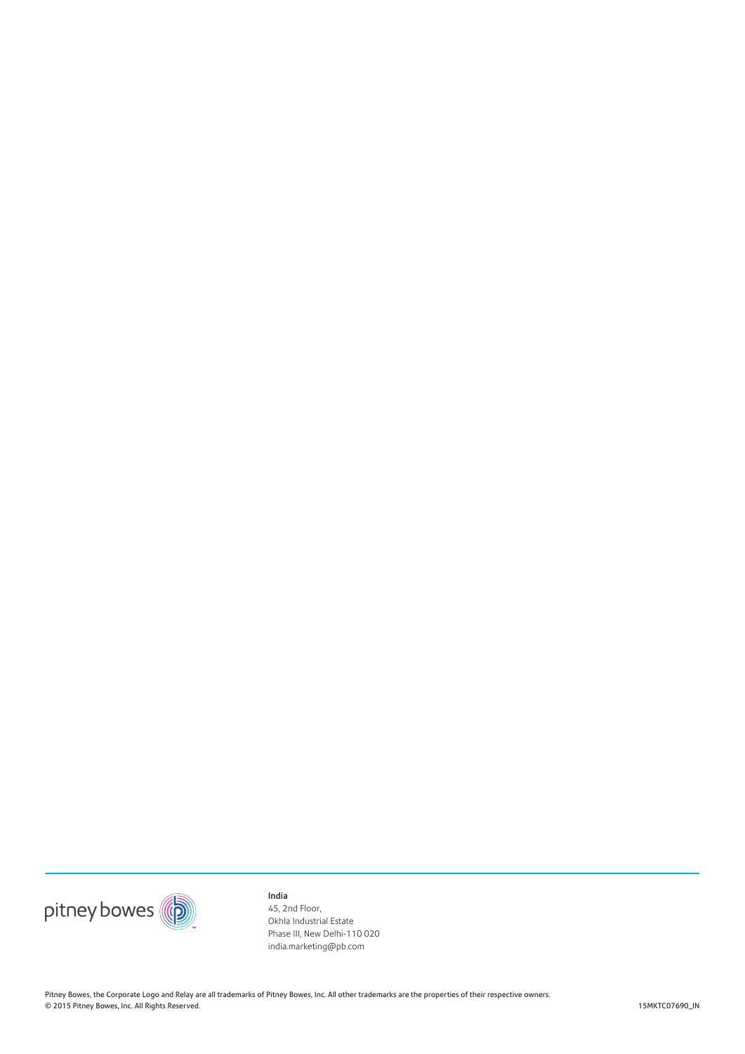pitney bowes

**India**
45, 2nd Floor,
Okhla Industrial Estate
Phase III, New Delhi-110 020
india.marketing@pb.com

Pitney Bowes, the Corporate Logo and Relay are all trademarks of Pitney Bowes, Inc. All other trademarks are the properties of their respective owners.
© 2015 Pitney Bowes, Inc. All Rights Reserved.

15MKTC07690_IN